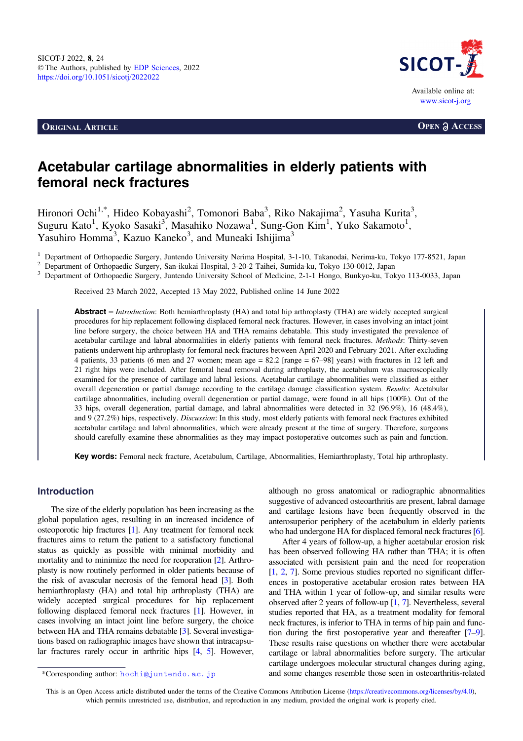ORIGINAL ARTICLE

OPEN ACCESS

# Acetabular cartilage abnormalities in elderly patients with femoral neck fractures

Hironori Ochi[1,*], Hideo Kobayashi[2], Tomonori Baba[3], Riko Nakajima[2], Yasuha Kurita[3], Suguru Kato[1], Kyoko Sasaki[3], Masahiko Nozawa[1], Sung-Gon Kim[1], Yuko Sakamoto[1], Yasuhiro Homma[3], Kazuo Kaneko[3], and Muneaki Ishijima[3]

[1] Department of Orthopaedic Surgery, Juntendo University Nerima Hospital, 3-1-10, Takanodai, Nerima-ku, Tokyo 177-8521, Japan
[2] Department of Orthopaedic Surgery, San-ikukai Hospital, 3-20-2 Taihei, Sumida-ku, Tokyo 130-0012, Japan
[3] Department of Orthopaedic Surgery, Juntendo University School of Medicine, 2-1-1 Hongo, Bunkyo-ku, Tokyo 113-0033, Japan

Received 23 March 2022, Accepted 13 May 2022, Published online 14 June 2022

**Abstract –** *Introduction*: Both hemiarthroplasty (HA) and total hip arthroplasty (THA) are widely accepted surgical procedures for hip replacement following displaced femoral neck fractures. However, in cases involving an intact joint line before surgery, the choice between HA and THA remains debatable. This study investigated the prevalence of acetabular cartilage and labral abnormalities in elderly patients with femoral neck fractures. *Methods*: Thirty-seven patients underwent hip arthroplasty for femoral neck fractures between April 2020 and February 2021. After excluding 4 patients, 33 patients (6 men and 27 women; mean age = 82.2 [range = 67–98] years) with fractures in 12 left and 21 right hips were included. After femoral head removal during arthroplasty, the acetabulum was macroscopically examined for the presence of cartilage and labral lesions. Acetabular cartilage abnormalities were classified as either overall degeneration or partial damage according to the cartilage damage classification system. *Results*: Acetabular cartilage abnormalities, including overall degeneration or partial damage, were found in all hips (100%). Out of the 33 hips, overall degeneration, partial damage, and labral abnormalities were detected in 32 (96.9%), 16 (48.4%), and 9 (27.2%) hips, respectively. *Discussion*: In this study, most elderly patients with femoral neck fractures exhibited acetabular cartilage and labral abnormalities, which were already present at the time of surgery. Therefore, surgeons should carefully examine these abnormalities as they may impact postoperative outcomes such as pain and function.

**Key words:** Femoral neck fracture, Acetabulum, Cartilage, Abnormalities, Hemiarthroplasty, Total hip arthroplasty.

## Introduction

The size of the elderly population has been increasing as the global population ages, resulting in an increased incidence of osteoporotic hip fractures [1]. Any treatment for femoral neck fractures aims to return the patient to a satisfactory functional status as quickly as possible with minimal morbidity and mortality and to minimize the need for reoperation [2]. Arthroplasty is now routinely performed in older patients because of the risk of avascular necrosis of the femoral head [3]. Both hemiarthroplasty (HA) and total hip arthroplasty (THA) are widely accepted surgical procedures for hip replacement following displaced femoral neck fractures [1]. However, in cases involving an intact joint line before surgery, the choice between HA and THA remains debatable [3]. Several investigations based on radiographic images have shown that intracapsular fractures rarely occur in arthritic hips [4, 5]. However, although no gross anatomical or radiographic abnormalities suggestive of advanced osteoarthritis are present, labral damage and cartilage lesions have been frequently observed in the anterosuperior periphery of the acetabulum in elderly patients who had undergone HA for displaced femoral neck fractures [6].

After 4 years of follow-up, a higher acetabular erosion risk has been observed following HA rather than THA; it is often associated with persistent pain and the need for reoperation [1, 2, 7]. Some previous studies reported no significant differences in postoperative acetabular erosion rates between HA and THA within 1 year of follow-up, and similar results were observed after 2 years of follow-up [1, 7]. Nevertheless, several studies reported that HA, as a treatment modality for femoral neck fractures, is inferior to THA in terms of hip pain and function during the first postoperative year and thereafter [7–9]. These results raise questions on whether there were acetabular cartilage or labral abnormalities before surgery. The articular cartilage undergoes molecular structural changes during aging, and some changes resemble those seen in osteoarthritis-related

*Corresponding author: hochi@juntendo.ac.jp

This is an Open Access article distributed under the terms of the Creative Commons Attribution License (https://creativecommons.org/licenses/by/4.0), which permits unrestricted use, distribution, and reproduction in any medium, provided the original work is properly cited.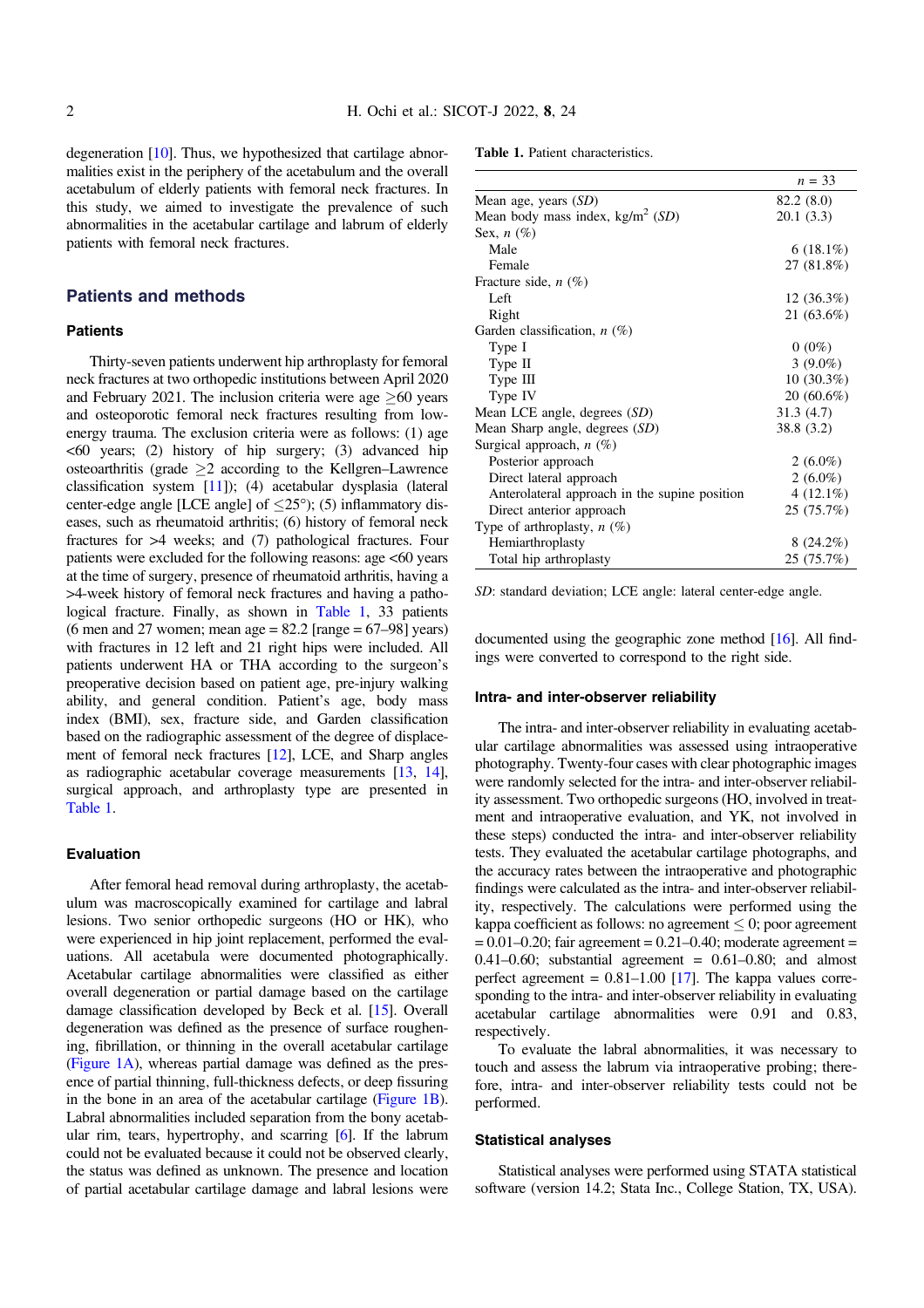degeneration [10]. Thus, we hypothesized that cartilage abnormalities exist in the periphery of the acetabulum and the overall acetabulum of elderly patients with femoral neck fractures. In this study, we aimed to investigate the prevalence of such abnormalities in the acetabular cartilage and labrum of elderly patients with femoral neck fractures.

## Patients and methods

### Patients

Thirty-seven patients underwent hip arthroplasty for femoral neck fractures at two orthopedic institutions between April 2020 and February 2021. The inclusion criteria were age ≥60 years and osteoporotic femoral neck fractures resulting from low-energy trauma. The exclusion criteria were as follows: (1) age <60 years; (2) history of hip surgery; (3) advanced hip osteoarthritis (grade ≥2 according to the Kellgren–Lawrence classification system [11]); (4) acetabular dysplasia (lateral center-edge angle [LCE angle] of ≤25°); (5) inflammatory diseases, such as rheumatoid arthritis; (6) history of femoral neck fractures for >4 weeks; and (7) pathological fractures. Four patients were excluded for the following reasons: age <60 years at the time of surgery, presence of rheumatoid arthritis, having a >4-week history of femoral neck fractures and having a pathological fracture. Finally, as shown in Table 1, 33 patients (6 men and 27 women; mean age = 82.2 [range = 67–98] years) with fractures in 12 left and 21 right hips were included. All patients underwent HA or THA according to the surgeon's preoperative decision based on patient age, pre-injury walking ability, and general condition. Patient's age, body mass index (BMI), sex, fracture side, and Garden classification based on the radiographic assessment of the degree of displacement of femoral neck fractures [12], LCE, and Sharp angles as radiographic acetabular coverage measurements [13, 14], surgical approach, and arthroplasty type are presented in Table 1.

**Table 1.** Patient characteristics.

| | *n* = 33 |
|---|---|
| Mean age, years (*SD*) | 82.2 (8.0) |
| Mean body mass index, kg/m$^2$ (*SD*) | 20.1 (3.3) |
| Sex, *n* (%) | |
| Male | 6 (18.1%) |
| Female | 27 (81.8%) |
| Fracture side, *n* (%) | |
| Left | 12 (36.3%) |
| Right | 21 (63.6%) |
| Garden classification, *n* (%) | |
| Type I | 0 (0%) |
| Type II | 3 (9.0%) |
| Type III | 10 (30.3%) |
| Type IV | 20 (60.6%) |
| Mean LCE angle, degrees (*SD*) | 31.3 (4.7) |
| Mean Sharp angle, degrees (*SD*) | 38.8 (3.2) |
| Surgical approach, *n* (%) | |
| Posterior approach | 2 (6.0%) |
| Direct lateral approach | 2 (6.0%) |
| Anterolateral approach in the supine position | 4 (12.1%) |
| Direct anterior approach | 25 (75.7%) |
| Type of arthroplasty, *n* (%) | |
| Hemiarthroplasty | 8 (24.2%) |
| Total hip arthroplasty | 25 (75.7%) |

*SD*: standard deviation; LCE angle: lateral center-edge angle.

### Evaluation

After femoral head removal during arthroplasty, the acetabulum was macroscopically examined for cartilage and labral lesions. Two senior orthopedic surgeons (HO or HK), who were experienced in hip joint replacement, performed the evaluations. All acetabula were documented photographically. Acetabular cartilage abnormalities were classified as either overall degeneration or partial damage based on the cartilage damage classification developed by Beck et al. [15]. Overall degeneration was defined as the presence of surface roughening, fibrillation, or thinning in the overall acetabular cartilage (Figure 1A), whereas partial damage was defined as the presence of partial thinning, full-thickness defects, or deep fissuring in the bone in an area of the acetabular cartilage (Figure 1B). Labral abnormalities included separation from the bony acetabular rim, tears, hypertrophy, and scarring [6]. If the labrum could not be evaluated because it could not be observed clearly, the status was defined as unknown. The presence and location of partial acetabular cartilage damage and labral lesions were documented using the geographic zone method [16]. All findings were converted to correspond to the right side.

### Intra- and inter-observer reliability

The intra- and inter-observer reliability in evaluating acetabular cartilage abnormalities was assessed using intraoperative photography. Twenty-four cases with clear photographic images were randomly selected for the intra- and inter-observer reliability assessment. Two orthopedic surgeons (HO, involved in treatment and intraoperative evaluation, and YK, not involved in these steps) conducted the intra- and inter-observer reliability tests. They evaluated the acetabular cartilage photographs, and the accuracy rates between the intraoperative and photographic findings were calculated as the intra- and inter-observer reliability, respectively. The calculations were performed using the kappa coefficient as follows: no agreement ≤ 0; poor agreement = 0.01–0.20; fair agreement = 0.21–0.40; moderate agreement = 0.41–0.60; substantial agreement = 0.61–0.80; and almost perfect agreement = 0.81–1.00 [17]. The kappa values corresponding to the intra- and inter-observer reliability in evaluating acetabular cartilage abnormalities were 0.91 and 0.83, respectively.

To evaluate the labral abnormalities, it was necessary to touch and assess the labrum via intraoperative probing; therefore, intra- and inter-observer reliability tests could not be performed.

### Statistical analyses

Statistical analyses were performed using STATA statistical software (version 14.2; Stata Inc., College Station, TX, USA).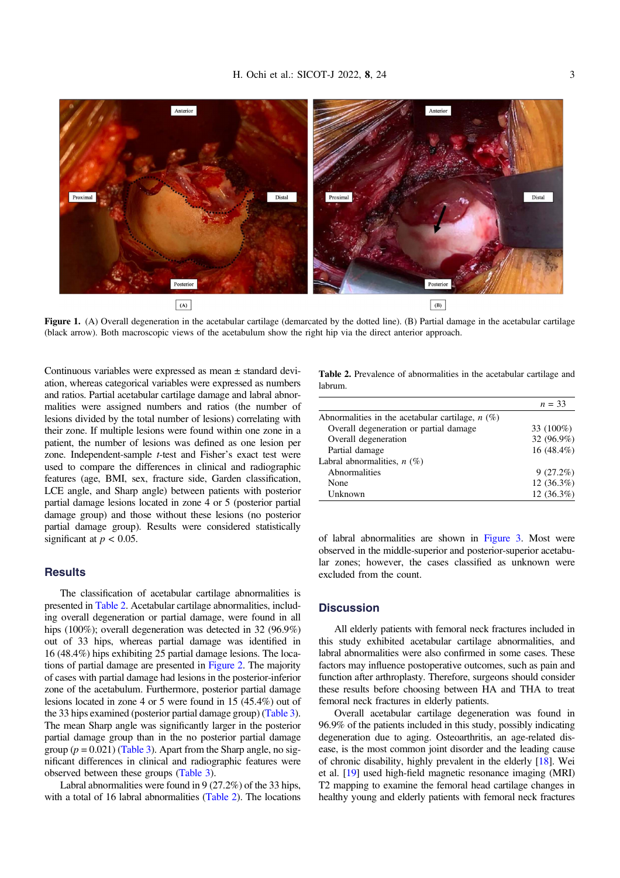**Figure 1.** (A) Overall degeneration in the acetabular cartilage (demarcated by the dotted line). (B) Partial damage in the acetabular cartilage (black arrow). Both macroscopic views of the acetabulum show the right hip via the direct anterior approach.

Continuous variables were expressed as mean ± standard deviation, whereas categorical variables were expressed as numbers and ratios. Partial acetabular cartilage damage and labral abnormalities were assigned numbers and ratios (the number of lesions divided by the total number of lesions) correlating with their zone. If multiple lesions were found within one zone in a patient, the number of lesions was defined as one lesion per zone. Independent-sample *t*-test and Fisher's exact test were used to compare the differences in clinical and radiographic features (age, BMI, sex, fracture side, Garden classification, LCE angle, and Sharp angle) between patients with posterior partial damage lesions located in zone 4 or 5 (posterior partial damage group) and those without these lesions (no posterior partial damage group). Results were considered statistically significant at $p < 0.05$.

## Results

The classification of acetabular cartilage abnormalities is presented in Table 2. Acetabular cartilage abnormalities, including overall degeneration or partial damage, were found in all hips (100%); overall degeneration was detected in 32 (96.9%) out of 33 hips, whereas partial damage was identified in 16 (48.4%) hips exhibiting 25 partial damage lesions. The locations of partial damage are presented in Figure 2. The majority of cases with partial damage had lesions in the posterior-inferior zone of the acetabulum. Furthermore, posterior partial damage lesions located in zone 4 or 5 were found in 15 (45.4%) out of the 33 hips examined (posterior partial damage group) (Table 3). The mean Sharp angle was significantly larger in the posterior partial damage group than in the no posterior partial damage group ($p = 0.021$) (Table 3). Apart from the Sharp angle, no significant differences in clinical and radiographic features were observed between these groups (Table 3).

Labral abnormalities were found in 9 (27.2%) of the 33 hips, with a total of 16 labral abnormalities (Table 2). The locations of labral abnormalities are shown in Figure 3. Most were observed in the middle-superior and posterior-superior acetabular zones; however, the cases classified as unknown were excluded from the count.

**Table 2.** Prevalence of abnormalities in the acetabular cartilage and labrum.

| | $n = 33$ |
|---|---|
| Abnormalities in the acetabular cartilage, *n* (%) | |
| Overall degeneration or partial damage | 33 (100%) |
| Overall degeneration | 32 (96.9%) |
| Partial damage | 16 (48.4%) |
| Labral abnormalities, *n* (%) | |
| Abnormalities | 9 (27.2%) |
| None | 12 (36.3%) |
| Unknown | 12 (36.3%) |

## Discussion

All elderly patients with femoral neck fractures included in this study exhibited acetabular cartilage abnormalities, and labral abnormalities were also confirmed in some cases. These factors may influence postoperative outcomes, such as pain and function after arthroplasty. Therefore, surgeons should consider these results before choosing between HA and THA to treat femoral neck fractures in elderly patients.

Overall acetabular cartilage degeneration was found in 96.9% of the patients included in this study, possibly indicating degeneration due to aging. Osteoarthritis, an age-related disease, is the most common joint disorder and the leading cause of chronic disability, highly prevalent in the elderly [18]. Wei et al. [19] used high-field magnetic resonance imaging (MRI) T2 mapping to examine the femoral head cartilage changes in healthy young and elderly patients with femoral neck fractures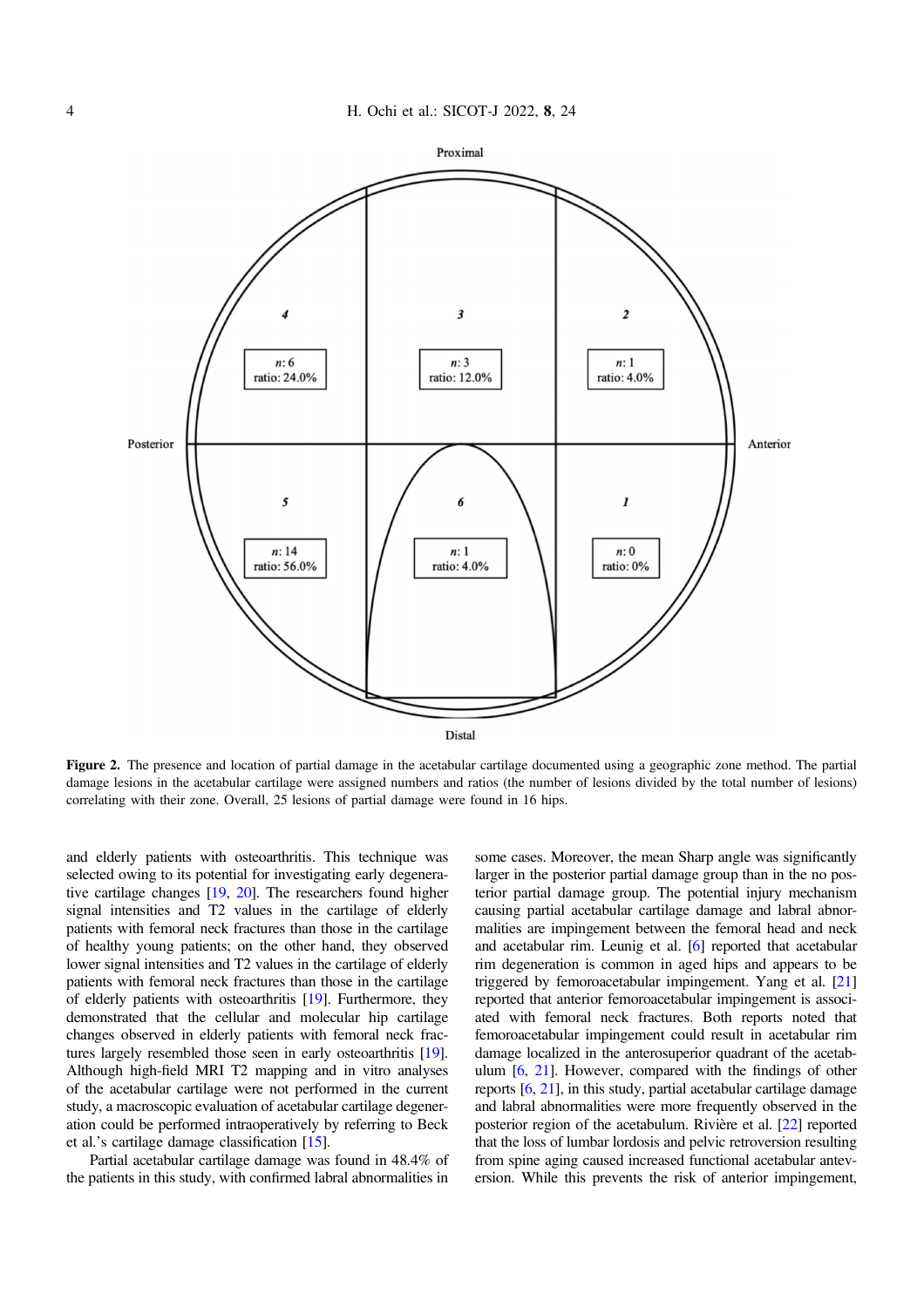Figure 2. The presence and location of partial damage in the acetabular cartilage documented using a geographic zone method. The partial damage lesions in the acetabular cartilage were assigned numbers and ratios (the number of lesions divided by the total number of lesions) correlating with their zone. Overall, 25 lesions of partial damage were found in 16 hips.

and elderly patients with osteoarthritis. This technique was selected owing to its potential for investigating early degenerative cartilage changes [19, 20]. The researchers found higher signal intensities and T2 values in the cartilage of elderly patients with femoral neck fractures than those in the cartilage of healthy young patients; on the other hand, they observed lower signal intensities and T2 values in the cartilage of elderly patients with femoral neck fractures than those in the cartilage of elderly patients with osteoarthritis [19]. Furthermore, they demonstrated that the cellular and molecular hip cartilage changes observed in elderly patients with femoral neck fractures largely resembled those seen in early osteoarthritis [19]. Although high-field MRI T2 mapping and in vitro analyses of the acetabular cartilage were not performed in the current study, a macroscopic evaluation of acetabular cartilage degeneration could be performed intraoperatively by referring to Beck et al.'s cartilage damage classification [15].

Partial acetabular cartilage damage was found in 48.4% of the patients in this study, with confirmed labral abnormalities in some cases. Moreover, the mean Sharp angle was significantly larger in the posterior partial damage group than in the no posterior partial damage group. The potential injury mechanism causing partial acetabular cartilage damage and labral abnormalities are impingement between the femoral head and neck and acetabular rim. Leunig et al. [6] reported that acetabular rim degeneration is common in aged hips and appears to be triggered by femoroacetabular impingement. Yang et al. [21] reported that anterior femoroacetabular impingement is associated with femoral neck fractures. Both reports noted that femoroacetabular impingement could result in acetabular rim damage localized in the anterosuperior quadrant of the acetabulum [6, 21]. However, compared with the findings of other reports [6, 21], in this study, partial acetabular cartilage damage and labral abnormalities were more frequently observed in the posterior region of the acetabulum. Rivière et al. [22] reported that the loss of lumbar lordosis and pelvic retroversion resulting from spine aging caused increased functional acetabular anteversion. While this prevents the risk of anterior impingement,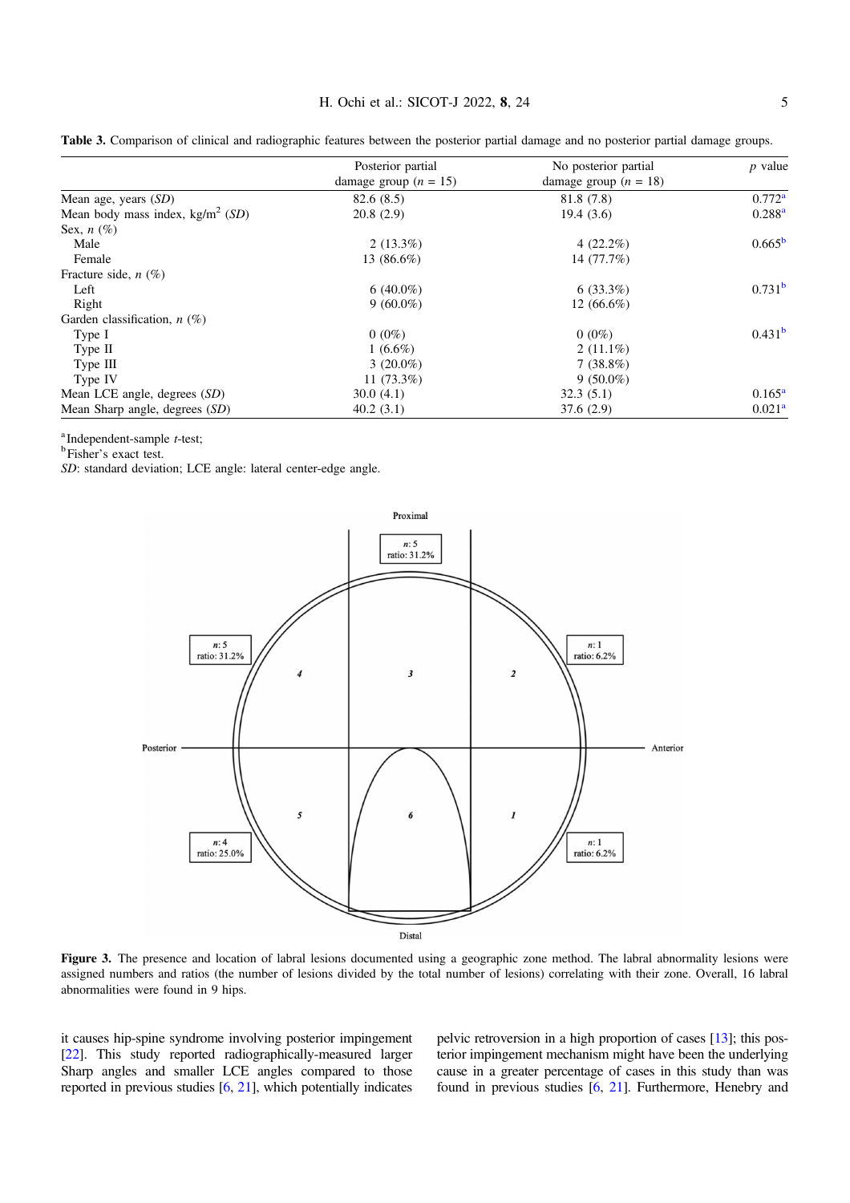**Table 3.** Comparison of clinical and radiographic features between the posterior partial damage and no posterior partial damage groups.

| | Posterior partial damage group ($n$ = 15) | No posterior partial damage group ($n$ = 18) | $p$ value |
|---|---|---|---|
| Mean age, years (*SD*) | 82.6 (8.5) | 81.8 (7.8) | 0.772[a] |
| Mean body mass index, kg/m$^2$ (*SD*) | 20.8 (2.9) | 19.4 (3.6) | 0.288[a] |
| Sex, $n$ (%) | | | |
| Male | 2 (13.3%) | 4 (22.2%) | 0.665[b] |
| Female | 13 (86.6%) | 14 (77.7%) | |
| Fracture side, $n$ (%) | | | |
| Left | 6 (40.0%) | 6 (33.3%) | 0.731[b] |
| Right | 9 (60.0%) | 12 (66.6%) | |
| Garden classification, $n$ (%) | | | |
| Type I | 0 (0%) | 0 (0%) | 0.431[b] |
| Type II | 1 (6.6%) | 2 (11.1%) | |
| Type III | 3 (20.0%) | 7 (38.8%) | |
| Type IV | 11 (73.3%) | 9 (50.0%) | |
| Mean LCE angle, degrees (*SD*) | 30.0 (4.1) | 32.3 (5.1) | 0.165[a] |
| Mean Sharp angle, degrees (*SD*) | 40.2 (3.1) | 37.6 (2.9) | 0.021[a] |

[a] Independent-sample $t$-test;
[b] Fisher's exact test.
*SD*: standard deviation; LCE angle: lateral center-edge angle.

**Figure 3.** The presence and location of labral lesions documented using a geographic zone method. The labral abnormality lesions were assigned numbers and ratios (the number of lesions divided by the total number of lesions) correlating with their zone. Overall, 16 labral abnormalities were found in 9 hips.

it causes hip-spine syndrome involving posterior impingement [22]. This study reported radiographically-measured larger Sharp angles and smaller LCE angles compared to those reported in previous studies [6, 21], which potentially indicates pelvic retroversion in a high proportion of cases [13]; this posterior impingement mechanism might have been the underlying cause in a greater percentage of cases in this study than was found in previous studies [6, 21]. Furthermore, Henebry and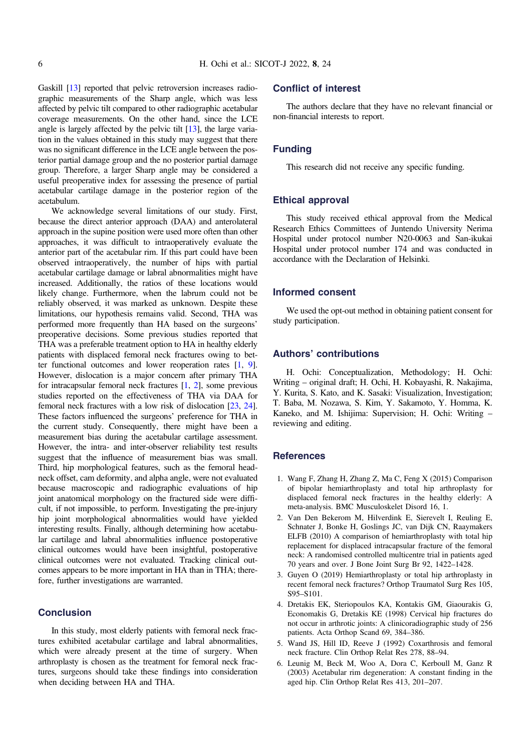Gaskill [13] reported that pelvic retroversion increases radiographic measurements of the Sharp angle, which was less affected by pelvic tilt compared to other radiographic acetabular coverage measurements. On the other hand, since the LCE angle is largely affected by the pelvic tilt [13], the large variation in the values obtained in this study may suggest that there was no significant difference in the LCE angle between the posterior partial damage group and the no posterior partial damage group. Therefore, a larger Sharp angle may be considered a useful preoperative index for assessing the presence of partial acetabular cartilage damage in the posterior region of the acetabulum.

We acknowledge several limitations of our study. First, because the direct anterior approach (DAA) and anterolateral approach in the supine position were used more often than other approaches, it was difficult to intraoperatively evaluate the anterior part of the acetabular rim. If this part could have been observed intraoperatively, the number of hips with partial acetabular cartilage damage or labral abnormalities might have increased. Additionally, the ratios of these locations would likely change. Furthermore, when the labrum could not be reliably observed, it was marked as unknown. Despite these limitations, our hypothesis remains valid. Second, THA was performed more frequently than HA based on the surgeons' preoperative decisions. Some previous studies reported that THA was a preferable treatment option to HA in healthy elderly patients with displaced femoral neck fractures owing to better functional outcomes and lower reoperation rates [1, 9]. However, dislocation is a major concern after primary THA for intracapsular femoral neck fractures [1, 2], some previous studies reported on the effectiveness of THA via DAA for femoral neck fractures with a low risk of dislocation [23, 24]. These factors influenced the surgeons' preference for THA in the current study. Consequently, there might have been a measurement bias during the acetabular cartilage assessment. However, the intra- and inter-observer reliability test results suggest that the influence of measurement bias was small. Third, hip morphological features, such as the femoral head-neck offset, cam deformity, and alpha angle, were not evaluated because macroscopic and radiographic evaluations of hip joint anatomical morphology on the fractured side were difficult, if not impossible, to perform. Investigating the pre-injury hip joint morphological abnormalities would have yielded interesting results. Finally, although determining how acetabular cartilage and labral abnormalities influence postoperative clinical outcomes would have been insightful, postoperative clinical outcomes were not evaluated. Tracking clinical outcomes appears to be more important in HA than in THA; therefore, further investigations are warranted.

## Conclusion

In this study, most elderly patients with femoral neck fractures exhibited acetabular cartilage and labral abnormalities, which were already present at the time of surgery. When arthroplasty is chosen as the treatment for femoral neck fractures, surgeons should take these findings into consideration when deciding between HA and THA.

## Conflict of interest

The authors declare that they have no relevant financial or non-financial interests to report.

## Funding

This research did not receive any specific funding.

## Ethical approval

This study received ethical approval from the Medical Research Ethics Committees of Juntendo University Nerima Hospital under protocol number N20-0063 and San-ikukai Hospital under protocol number 174 and was conducted in accordance with the Declaration of Helsinki.

## Informed consent

We used the opt-out method in obtaining patient consent for study participation.

## Authors' contributions

H. Ochi: Conceptualization, Methodology; H. Ochi: Writing – original draft; H. Ochi, H. Kobayashi, R. Nakajima, Y. Kurita, S. Kato, and K. Sasaki: Visualization, Investigation; T. Baba, M. Nozawa, S. Kim, Y. Sakamoto, Y. Homma, K. Kaneko, and M. Ishijima: Supervision; H. Ochi: Writing – reviewing and editing.

## References

1. Wang F, Zhang H, Zhang Z, Ma C, Feng X (2015) Comparison of bipolar hemiarthroplasty and total hip arthroplasty for displaced femoral neck fractures in the healthy elderly: A meta-analysis. BMC Musculoskelet Disord 16, 1.
2. Van Den Bekerom M, Hilverdink E, Sierevelt I, Reuling E, Schnater J, Bonke H, Goslings JC, van Dijk CN, Raaymakers ELFB (2010) A comparison of hemiarthroplasty with total hip replacement for displaced intracapsular fracture of the femoral neck: A randomised controlled multicentre trial in patients aged 70 years and over. J Bone Joint Surg Br 92, 1422–1428.
3. Guyen O (2019) Hemiarthroplasty or total hip arthroplasty in recent femoral neck fractures? Orthop Traumatol Surg Res 105, S95–S101.
4. Dretakis EK, Steriopoulos KA, Kontakis GM, Giaourakis G, Economakis G, Dretakis KE (1998) Cervical hip fractures do not occur in arthrotic joints: A clinicoradiographic study of 256 patients. Acta Orthop Scand 69, 384–386.
5. Wand JS, Hill ID, Reeve J (1992) Coxarthrosis and femoral neck fracture. Clin Orthop Relat Res 278, 88–94.
6. Leunig M, Beck M, Woo A, Dora C, Kerboull M, Ganz R (2003) Acetabular rim degeneration: A constant finding in the aged hip. Clin Orthop Relat Res 413, 201–207.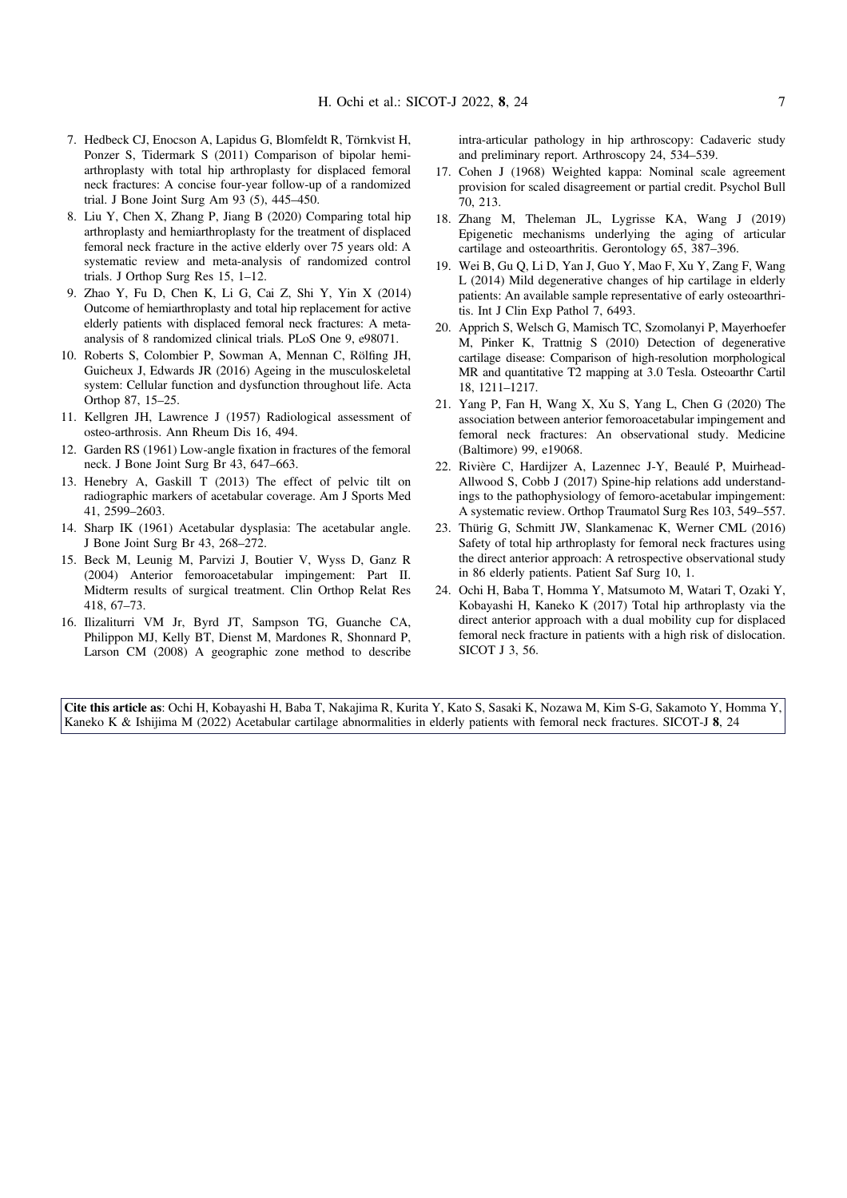7. Hedbeck CJ, Enocson A, Lapidus G, Blomfeldt R, Törnkvist H, Ponzer S, Tidermark S (2011) Comparison of bipolar hemiarthroplasty with total hip arthroplasty for displaced femoral neck fractures: A concise four-year follow-up of a randomized trial. J Bone Joint Surg Am 93 (5), 445–450.
8. Liu Y, Chen X, Zhang P, Jiang B (2020) Comparing total hip arthroplasty and hemiarthroplasty for the treatment of displaced femoral neck fracture in the active elderly over 75 years old: A systematic review and meta-analysis of randomized control trials. J Orthop Surg Res 15, 1–12.
9. Zhao Y, Fu D, Chen K, Li G, Cai Z, Shi Y, Yin X (2014) Outcome of hemiarthroplasty and total hip replacement for active elderly patients with displaced femoral neck fractures: A meta-analysis of 8 randomized clinical trials. PLoS One 9, e98071.
10. Roberts S, Colombier P, Sowman A, Mennan C, Rölfing JH, Guicheux J, Edwards JR (2016) Ageing in the musculoskeletal system: Cellular function and dysfunction throughout life. Acta Orthop 87, 15–25.
11. Kellgren JH, Lawrence J (1957) Radiological assessment of osteo-arthrosis. Ann Rheum Dis 16, 494.
12. Garden RS (1961) Low-angle fixation in fractures of the femoral neck. J Bone Joint Surg Br 43, 647–663.
13. Henebry A, Gaskill T (2013) The effect of pelvic tilt on radiographic markers of acetabular coverage. Am J Sports Med 41, 2599–2603.
14. Sharp IK (1961) Acetabular dysplasia: The acetabular angle. J Bone Joint Surg Br 43, 268–272.
15. Beck M, Leunig M, Parvizi J, Boutier V, Wyss D, Ganz R (2004) Anterior femoroacetabular impingement: Part II. Midterm results of surgical treatment. Clin Orthop Relat Res 418, 67–73.
16. Ilizaliturri VM Jr, Byrd JT, Sampson TG, Guanche CA, Philippon MJ, Kelly BT, Dienst M, Mardones R, Shonnard P, Larson CM (2008) A geographic zone method to describe intra-articular pathology in hip arthroscopy: Cadaveric study and preliminary report. Arthroscopy 24, 534–539.
17. Cohen J (1968) Weighted kappa: Nominal scale agreement provision for scaled disagreement or partial credit. Psychol Bull 70, 213.
18. Zhang M, Theleman JL, Lygrisse KA, Wang J (2019) Epigenetic mechanisms underlying the aging of articular cartilage and osteoarthritis. Gerontology 65, 387–396.
19. Wei B, Gu Q, Li D, Yan J, Guo Y, Mao F, Xu Y, Zang F, Wang L (2014) Mild degenerative changes of hip cartilage in elderly patients: An available sample representative of early osteoarthritis. Int J Clin Exp Pathol 7, 6493.
20. Apprich S, Welsch G, Mamisch TC, Szomolanyi P, Mayerhoefer M, Pinker K, Trattnig S (2010) Detection of degenerative cartilage disease: Comparison of high-resolution morphological MR and quantitative T2 mapping at 3.0 Tesla. Osteoarthr Cartil 18, 1211–1217.
21. Yang P, Fan H, Wang X, Xu S, Yang L, Chen G (2020) The association between anterior femoroacetabular impingement and femoral neck fractures: An observational study. Medicine (Baltimore) 99, e19068.
22. Rivière C, Hardijzer A, Lazennec J-Y, Beaulé P, Muirhead-Allwood S, Cobb J (2017) Spine-hip relations add understandings to the pathophysiology of femoro-acetabular impingement: A systematic review. Orthop Traumatol Surg Res 103, 549–557.
23. Thürig G, Schmitt JW, Slankamenac K, Werner CML (2016) Safety of total hip arthroplasty for femoral neck fractures using the direct anterior approach: A retrospective observational study in 86 elderly patients. Patient Saf Surg 10, 1.
24. Ochi H, Baba T, Homma Y, Matsumoto M, Watari T, Ozaki Y, Kobayashi H, Kaneko K (2017) Total hip arthroplasty via the direct anterior approach with a dual mobility cup for displaced femoral neck fracture in patients with a high risk of dislocation. SICOT J 3, 56.

**Cite this article as**: Ochi H, Kobayashi H, Baba T, Nakajima R, Kurita Y, Kato S, Sasaki K, Nozawa M, Kim S-G, Sakamoto Y, Homma Y, Kaneko K & Ishijima M (2022) Acetabular cartilage abnormalities in elderly patients with femoral neck fractures. SICOT-J **8**, 24